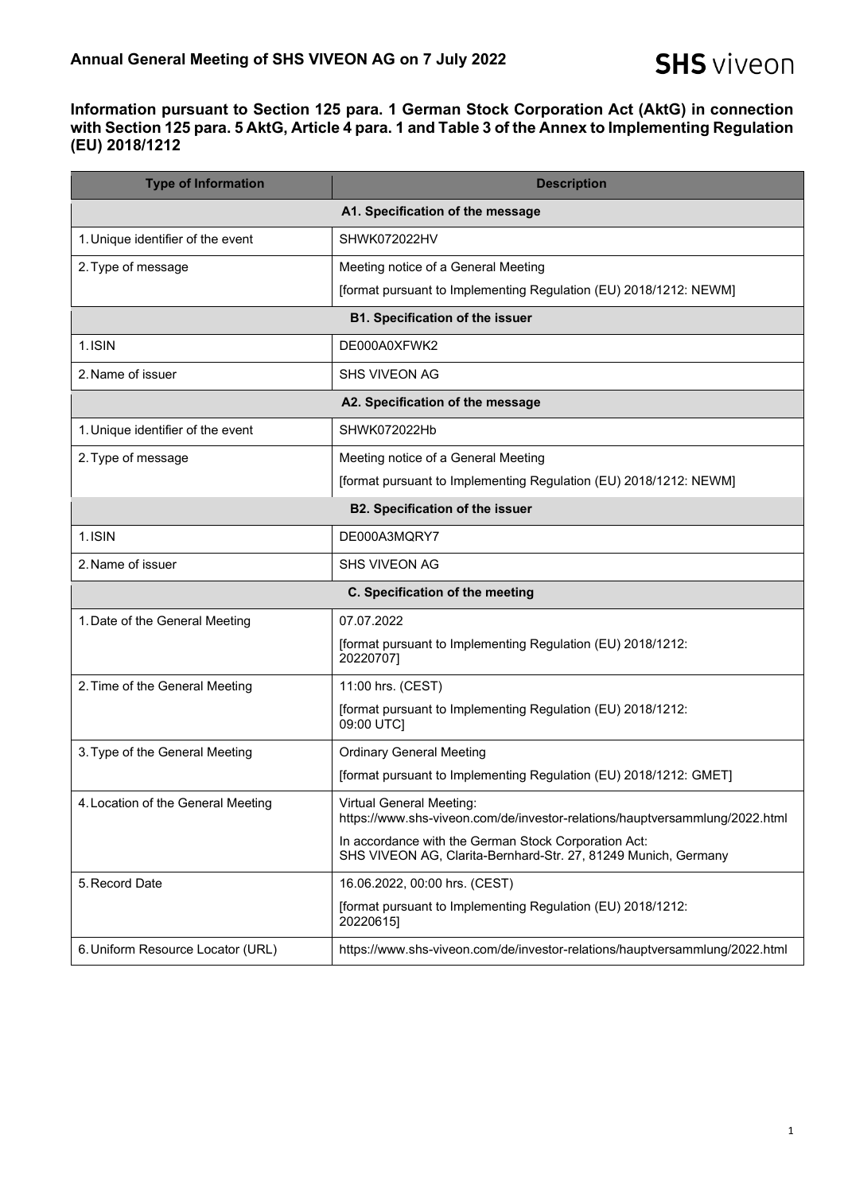## Annual General Meeting of SHS VIVEON AG on 7 July 2022

### Information pursuant to Section 125 para. 1 German Stock Corporation Act (AktG) in connection with Section 125 para. 5 AktG, Article 4 para. 1 and Table 3 of the Annex to Implementing Regulation (EU) 2018/1212

| Type of Information | Description |
|---|---|
| **A1. Specification of the message** | |
| 1. Unique identifier of the event | SHWK072022HV |
| 2. Type of message | Meeting notice of a General Meeting<br>[format pursuant to Implementing Regulation (EU) 2018/1212: NEWM] |
| **B1. Specification of the issuer** | |
| 1. ISIN | DE000A0XFWK2 |
| 2. Name of issuer | SHS VIVEON AG |
| **A2. Specification of the message** | |
| 1. Unique identifier of the event | SHWK072022Hb |
| 2. Type of message | Meeting notice of a General Meeting<br>[format pursuant to Implementing Regulation (EU) 2018/1212: NEWM] |
| **B2. Specification of the issuer** | |
| 1. ISIN | DE000A3MQRY7 |
| 2. Name of issuer | SHS VIVEON AG |
| **C. Specification of the meeting** | |
| 1. Date of the General Meeting | 07.07.2022<br>[format pursuant to Implementing Regulation (EU) 2018/1212: 20220707] |
| 2. Time of the General Meeting | 11:00 hrs. (CEST)<br>[format pursuant to Implementing Regulation (EU) 2018/1212: 09:00 UTC] |
| 3. Type of the General Meeting | Ordinary General Meeting<br>[format pursuant to Implementing Regulation (EU) 2018/1212: GMET] |
| 4. Location of the General Meeting | Virtual General Meeting:<br>https://www.shs-viveon.com/de/investor-relations/hauptversammlung/2022.html<br>In accordance with the German Stock Corporation Act:<br>SHS VIVEON AG, Clarita-Bernhard-Str. 27, 81249 Munich, Germany |
| 5. Record Date | 16.06.2022, 00:00 hrs. (CEST)<br>[format pursuant to Implementing Regulation (EU) 2018/1212: 20220615] |
| 6. Uniform Resource Locator (URL) | https://www.shs-viveon.com/de/investor-relations/hauptversammlung/2022.html |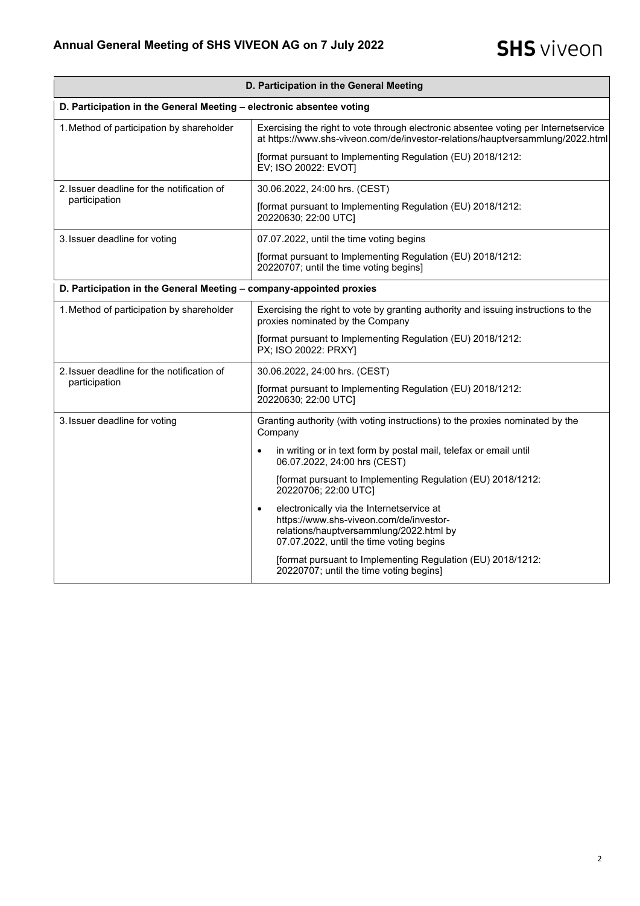| D. Participation in the General Meeting | |
|---|---|
| **D. Participation in the General Meeting – electronic absentee voting** | |
| 1. Method of participation by shareholder | Exercising the right to vote through electronic absentee voting per Internetservice at https://www.shs-viveon.com/de/investor-relations/hauptversammlung/2022.html<br><br>[format pursuant to Implementing Regulation (EU) 2018/1212: EV; ISO 20022: EVOT] |
| 2. Issuer deadline for the notification of participation | 30.06.2022, 24:00 hrs. (CEST)<br><br>[format pursuant to Implementing Regulation (EU) 2018/1212: 20220630; 22:00 UTC] |
| 3. Issuer deadline for voting | 07.07.2022, until the time voting begins<br><br>[format pursuant to Implementing Regulation (EU) 2018/1212: 20220707; until the time voting begins] |
| **D. Participation in the General Meeting – company-appointed proxies** | |
| 1. Method of participation by shareholder | Exercising the right to vote by granting authority and issuing instructions to the proxies nominated by the Company<br><br>[format pursuant to Implementing Regulation (EU) 2018/1212: PX; ISO 20022: PRXY] |
| 2. Issuer deadline for the notification of participation | 30.06.2022, 24:00 hrs. (CEST)<br><br>[format pursuant to Implementing Regulation (EU) 2018/1212: 20220630; 22:00 UTC] |
| 3. Issuer deadline for voting | Granting authority (with voting instructions) to the proxies nominated by the Company<br><br>• in writing or in text form by postal mail, telefax or email until 06.07.2022, 24:00 hrs (CEST)<br><br>[format pursuant to Implementing Regulation (EU) 2018/1212: 20220706; 22:00 UTC]<br><br>• electronically via the Internetservice at https://www.shs-viveon.com/de/investor-relations/hauptversammlung/2022.html by 07.07.2022, until the time voting begins<br><br>[format pursuant to Implementing Regulation (EU) 2018/1212: 20220707; until the time voting begins] |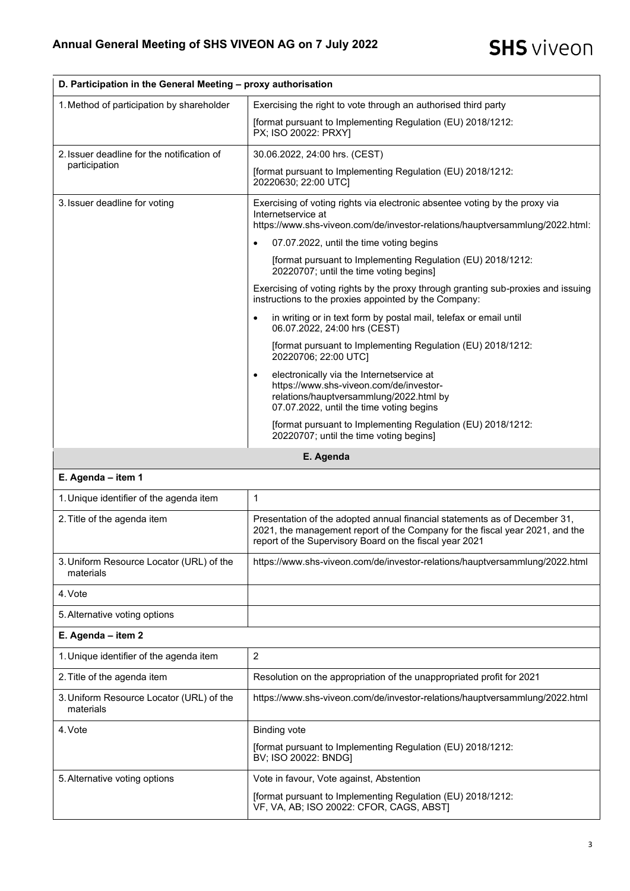| D. Participation in the General Meeting – proxy authorisation | |
|---|---|
| 1. Method of participation by shareholder | Exercising the right to vote through an authorised third party<br><br>[format pursuant to Implementing Regulation (EU) 2018/1212: PX; ISO 20022: PRXY] |
| 2. Issuer deadline for the notification of participation | 30.06.2022, 24:00 hrs. (CEST)<br><br>[format pursuant to Implementing Regulation (EU) 2018/1212: 20220630; 22:00 UTC] |
| 3. Issuer deadline for voting | Exercising of voting rights via electronic absentee voting by the proxy via Internetservice at https://www.shs-viveon.com/de/investor-relations/hauptversammlung/2022.html:<br><br>• 07.07.2022, until the time voting begins<br><br>[format pursuant to Implementing Regulation (EU) 2018/1212: 20220707; until the time voting begins]<br><br>Exercising of voting rights by the proxy through granting sub-proxies and issuing instructions to the proxies appointed by the Company:<br><br>• in writing or in text form by postal mail, telefax or email until 06.07.2022, 24:00 hrs (CEST)<br><br>[format pursuant to Implementing Regulation (EU) 2018/1212: 20220706; 22:00 UTC]<br><br>• electronically via the Internetservice at https://www.shs-viveon.com/de/investor-relations/hauptversammlung/2022.html by 07.07.2022, until the time voting begins<br><br>[format pursuant to Implementing Regulation (EU) 2018/1212: 20220707; until the time voting begins] |

## E. Agenda

| E. Agenda – item 1 | |
|---|---|
| 1. Unique identifier of the agenda item | 1 |
| 2. Title of the agenda item | Presentation of the adopted annual financial statements as of December 31, 2021, the management report of the Company for the fiscal year 2021, and the report of the Supervisory Board on the fiscal year 2021 |
| 3. Uniform Resource Locator (URL) of the materials | https://www.shs-viveon.com/de/investor-relations/hauptversammlung/2022.html |
| 4. Vote | |
| 5. Alternative voting options | |

| E. Agenda – item 2 | |
|---|---|
| 1. Unique identifier of the agenda item | 2 |
| 2. Title of the agenda item | Resolution on the appropriation of the unappropriated profit for 2021 |
| 3. Uniform Resource Locator (URL) of the materials | https://www.shs-viveon.com/de/investor-relations/hauptversammlung/2022.html |
| 4. Vote | Binding vote<br><br>[format pursuant to Implementing Regulation (EU) 2018/1212: BV; ISO 20022: BNDG] |
| 5. Alternative voting options | Vote in favour, Vote against, Abstention<br><br>[format pursuant to Implementing Regulation (EU) 2018/1212: VF, VA, AB; ISO 20022: CFOR, CAGS, ABST] |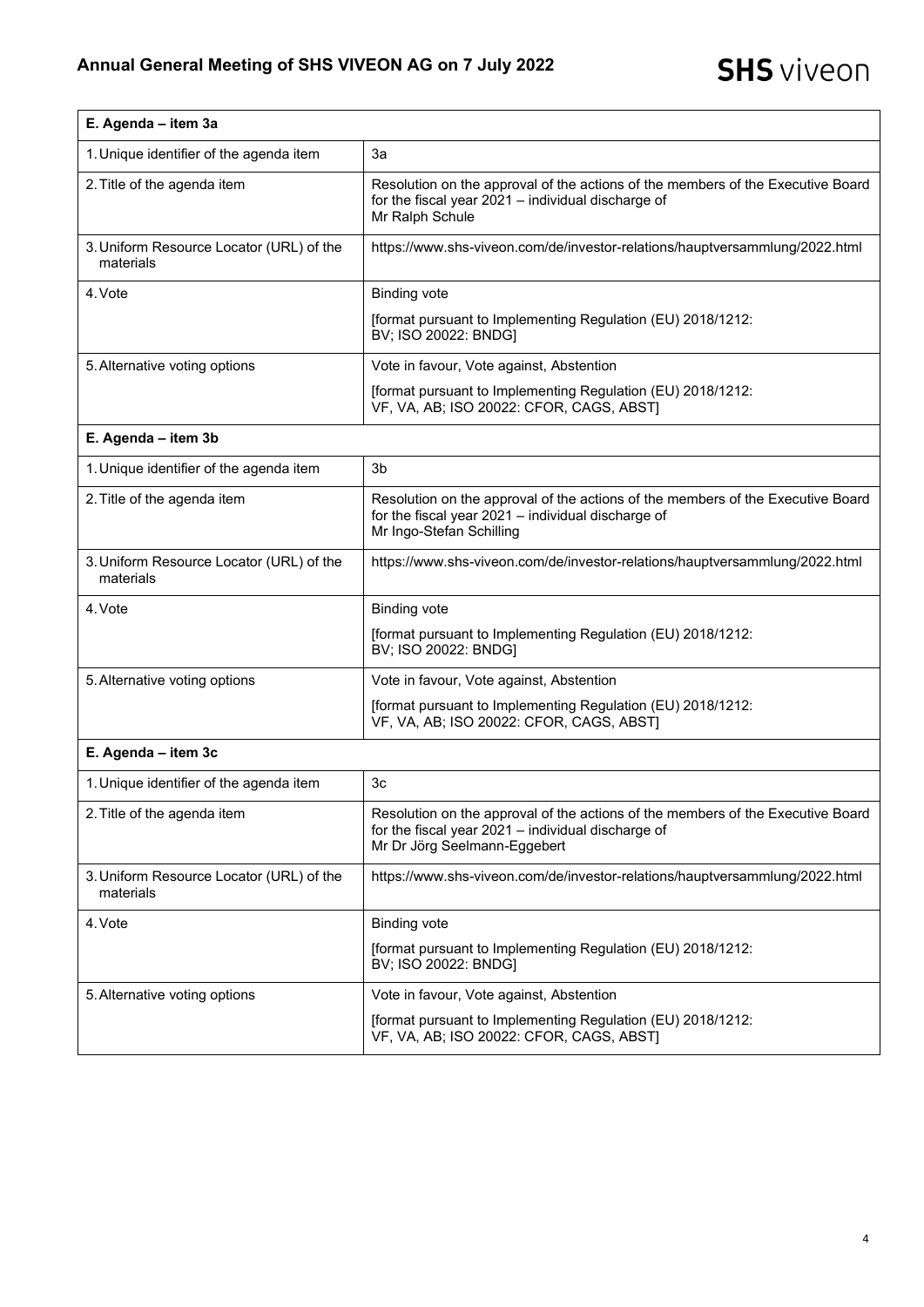| E. Agenda – item 3a | |
|---|---|
| 1. Unique identifier of the agenda item | 3a |
| 2. Title of the agenda item | Resolution on the approval of the actions of the members of the Executive Board for the fiscal year 2021 – individual discharge of Mr Ralph Schule |
| 3. Uniform Resource Locator (URL) of the materials | https://www.shs-viveon.com/de/investor-relations/hauptversammlung/2022.html |
| 4. Vote | Binding vote<br><br>[format pursuant to Implementing Regulation (EU) 2018/1212: BV; ISO 20022: BNDG] |
| 5. Alternative voting options | Vote in favour, Vote against, Abstention<br><br>[format pursuant to Implementing Regulation (EU) 2018/1212: VF, VA, AB; ISO 20022: CFOR, CAGS, ABST] |
| **E. Agenda – item 3b** | |
| 1. Unique identifier of the agenda item | 3b |
| 2. Title of the agenda item | Resolution on the approval of the actions of the members of the Executive Board for the fiscal year 2021 – individual discharge of Mr Ingo-Stefan Schilling |
| 3. Uniform Resource Locator (URL) of the materials | https://www.shs-viveon.com/de/investor-relations/hauptversammlung/2022.html |
| 4. Vote | Binding vote<br><br>[format pursuant to Implementing Regulation (EU) 2018/1212: BV; ISO 20022: BNDG] |
| 5. Alternative voting options | Vote in favour, Vote against, Abstention<br><br>[format pursuant to Implementing Regulation (EU) 2018/1212: VF, VA, AB; ISO 20022: CFOR, CAGS, ABST] |
| **E. Agenda – item 3c** | |
| 1. Unique identifier of the agenda item | 3c |
| 2. Title of the agenda item | Resolution on the approval of the actions of the members of the Executive Board for the fiscal year 2021 – individual discharge of Mr Dr Jörg Seelmann-Eggebert |
| 3. Uniform Resource Locator (URL) of the materials | https://www.shs-viveon.com/de/investor-relations/hauptversammlung/2022.html |
| 4. Vote | Binding vote<br><br>[format pursuant to Implementing Regulation (EU) 2018/1212: BV; ISO 20022: BNDG] |
| 5. Alternative voting options | Vote in favour, Vote against, Abstention<br><br>[format pursuant to Implementing Regulation (EU) 2018/1212: VF, VA, AB; ISO 20022: CFOR, CAGS, ABST] |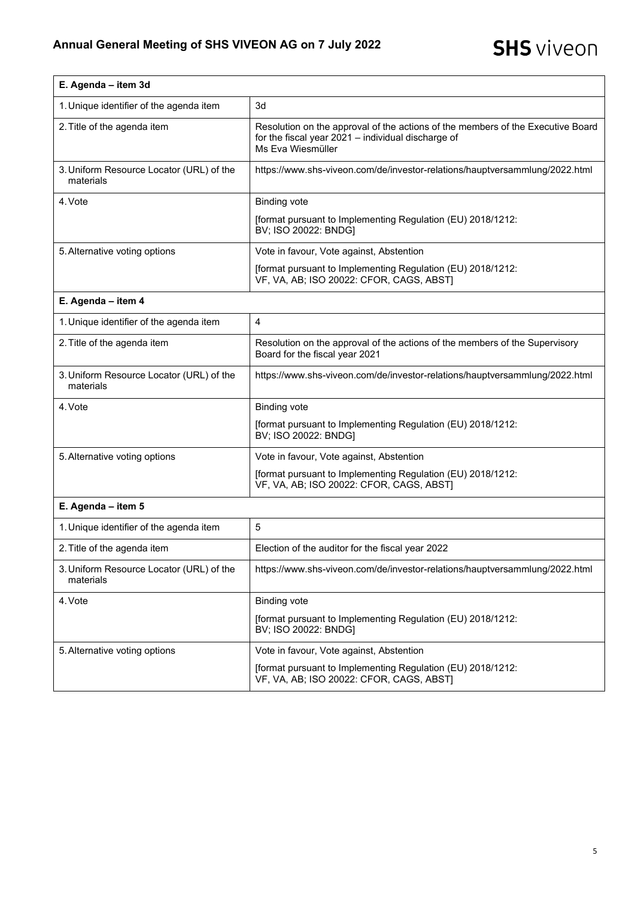| E. Agenda – item 3d | |
|---|---|
| 1. Unique identifier of the agenda item | 3d |
| 2. Title of the agenda item | Resolution on the approval of the actions of the members of the Executive Board for the fiscal year 2021 – individual discharge of Ms Eva Wiesmüller |
| 3. Uniform Resource Locator (URL) of the materials | https://www.shs-viveon.com/de/investor-relations/hauptversammlung/2022.html |
| 4. Vote | Binding vote<br><br>[format pursuant to Implementing Regulation (EU) 2018/1212: BV; ISO 20022: BNDG] |
| 5. Alternative voting options | Vote in favour, Vote against, Abstention<br><br>[format pursuant to Implementing Regulation (EU) 2018/1212: VF, VA, AB; ISO 20022: CFOR, CAGS, ABST] |

| E. Agenda – item 4 | |
|---|---|
| 1. Unique identifier of the agenda item | 4 |
| 2. Title of the agenda item | Resolution on the approval of the actions of the members of the Supervisory Board for the fiscal year 2021 |
| 3. Uniform Resource Locator (URL) of the materials | https://www.shs-viveon.com/de/investor-relations/hauptversammlung/2022.html |
| 4. Vote | Binding vote<br><br>[format pursuant to Implementing Regulation (EU) 2018/1212: BV; ISO 20022: BNDG] |
| 5. Alternative voting options | Vote in favour, Vote against, Abstention<br><br>[format pursuant to Implementing Regulation (EU) 2018/1212: VF, VA, AB; ISO 20022: CFOR, CAGS, ABST] |

| E. Agenda – item 5 | |
|---|---|
| 1. Unique identifier of the agenda item | 5 |
| 2. Title of the agenda item | Election of the auditor for the fiscal year 2022 |
| 3. Uniform Resource Locator (URL) of the materials | https://www.shs-viveon.com/de/investor-relations/hauptversammlung/2022.html |
| 4. Vote | Binding vote<br><br>[format pursuant to Implementing Regulation (EU) 2018/1212: BV; ISO 20022: BNDG] |
| 5. Alternative voting options | Vote in favour, Vote against, Abstention<br><br>[format pursuant to Implementing Regulation (EU) 2018/1212: VF, VA, AB; ISO 20022: CFOR, CAGS, ABST] |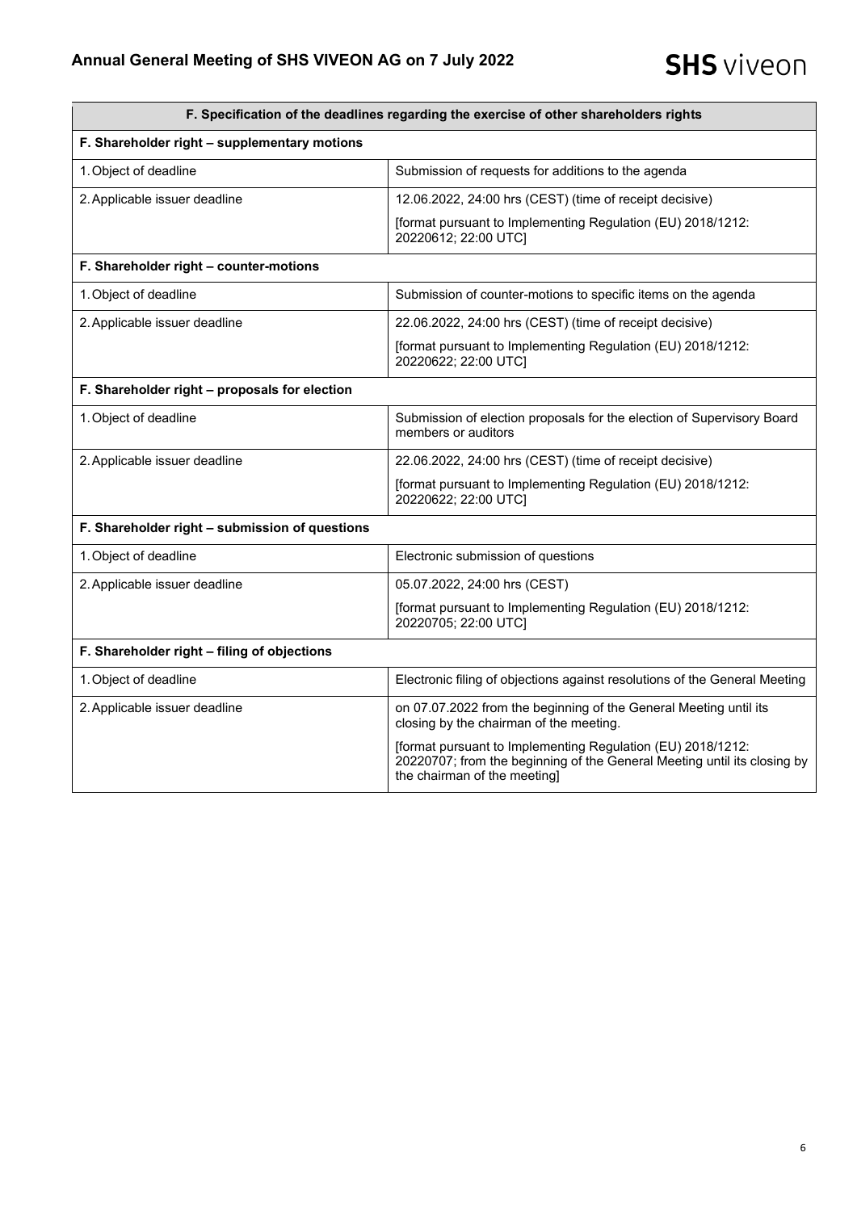| F. Specification of the deadlines regarding the exercise of other shareholders rights | |
|---|---|
| **F. Shareholder right – supplementary motions** | |
| 1. Object of deadline | Submission of requests for additions to the agenda |
| 2. Applicable issuer deadline | 12.06.2022, 24:00 hrs (CEST) (time of receipt decisive)<br>[format pursuant to Implementing Regulation (EU) 2018/1212: 20220612; 22:00 UTC] |
| **F. Shareholder right – counter-motions** | |
| 1. Object of deadline | Submission of counter-motions to specific items on the agenda |
| 2. Applicable issuer deadline | 22.06.2022, 24:00 hrs (CEST) (time of receipt decisive)<br>[format pursuant to Implementing Regulation (EU) 2018/1212: 20220622; 22:00 UTC] |
| **F. Shareholder right – proposals for election** | |
| 1. Object of deadline | Submission of election proposals for the election of Supervisory Board members or auditors |
| 2. Applicable issuer deadline | 22.06.2022, 24:00 hrs (CEST) (time of receipt decisive)<br>[format pursuant to Implementing Regulation (EU) 2018/1212: 20220622; 22:00 UTC] |
| **F. Shareholder right – submission of questions** | |
| 1. Object of deadline | Electronic submission of questions |
| 2. Applicable issuer deadline | 05.07.2022, 24:00 hrs (CEST)<br>[format pursuant to Implementing Regulation (EU) 2018/1212: 20220705; 22:00 UTC] |
| **F. Shareholder right – filing of objections** | |
| 1. Object of deadline | Electronic filing of objections against resolutions of the General Meeting |
| 2. Applicable issuer deadline | on 07.07.2022 from the beginning of the General Meeting until its closing by the chairman of the meeting.<br>[format pursuant to Implementing Regulation (EU) 2018/1212: 20220707; from the beginning of the General Meeting until its closing by the chairman of the meeting] |